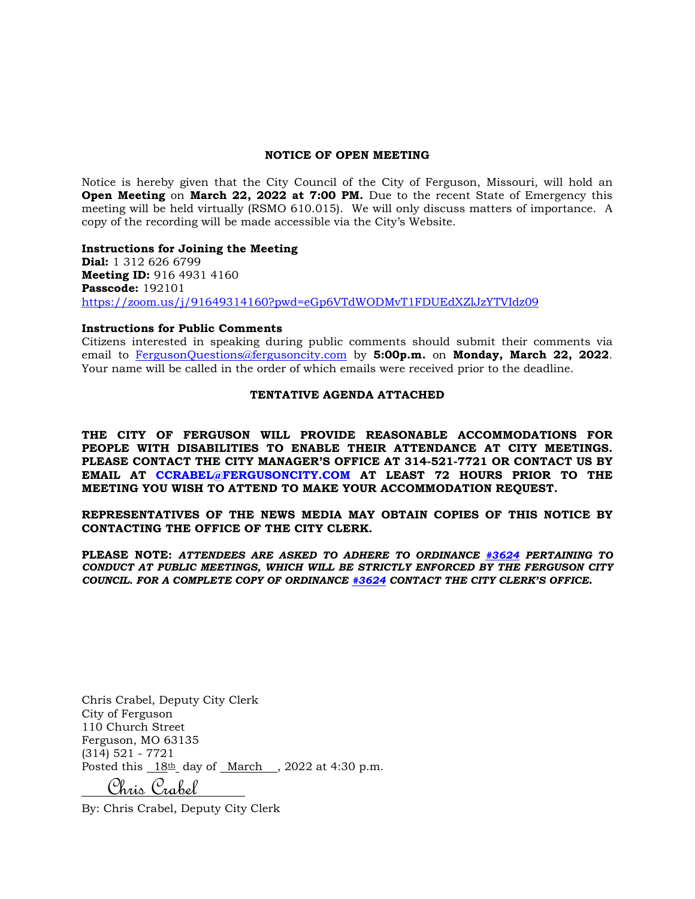## NOTICE OF OPEN MEETING

Notice is hereby given that the City Council of the City of Ferguson, Missouri, will hold an **Open Meeting** on **March 22, 2022 at 7:00 PM.** Due to the recent State of Emergency this meeting will be held virtually (RSMO 610.015). We will only discuss matters of importance. A copy of the recording will be made accessible via the City's Website.

**Instructions for Joining the Meeting**
**Dial:** 1 312 626 6799
**Meeting ID:** 916 4931 4160
**Passcode:** 192101
https://zoom.us/j/91649314160?pwd=eGp6VTdWODMvT1FDUEdXZlJzYTVIdz09

**Instructions for Public Comments**
Citizens interested in speaking during public comments should submit their comments via email to FergusonQuestions@fergusoncity.com by **5:00p.m.** on **Monday, March 22, 2022**. Your name will be called in the order of which emails were received prior to the deadline.

**TENTATIVE AGENDA ATTACHED**

**THE CITY OF FERGUSON WILL PROVIDE REASONABLE ACCOMMODATIONS FOR PEOPLE WITH DISABILITIES TO ENABLE THEIR ATTENDANCE AT CITY MEETINGS. PLEASE CONTACT THE CITY MANAGER'S OFFICE AT 314-521-7721 OR CONTACT US BY EMAIL AT CCRABEL@FERGUSONCITY.COM AT LEAST 72 HOURS PRIOR TO THE MEETING YOU WISH TO ATTEND TO MAKE YOUR ACCOMMODATION REQUEST.**

**REPRESENTATIVES OF THE NEWS MEDIA MAY OBTAIN COPIES OF THIS NOTICE BY CONTACTING THE OFFICE OF THE CITY CLERK.**

**PLEASE NOTE:** ***ATTENDEES ARE ASKED TO ADHERE TO ORDINANCE #3624 PERTAINING TO CONDUCT AT PUBLIC MEETINGS, WHICH WILL BE STRICTLY ENFORCED BY THE FERGUSON CITY COUNCIL. FOR A COMPLETE COPY OF ORDINANCE #3624 CONTACT THE CITY CLERK'S OFFICE.***

Chris Crabel, Deputy City Clerk
City of Ferguson
110 Church Street
Ferguson, MO 63135
(314) 521 - 7721
Posted this 18th day of March, 2022 at 4:30 p.m.

Chris Crabel

By: Chris Crabel, Deputy City Clerk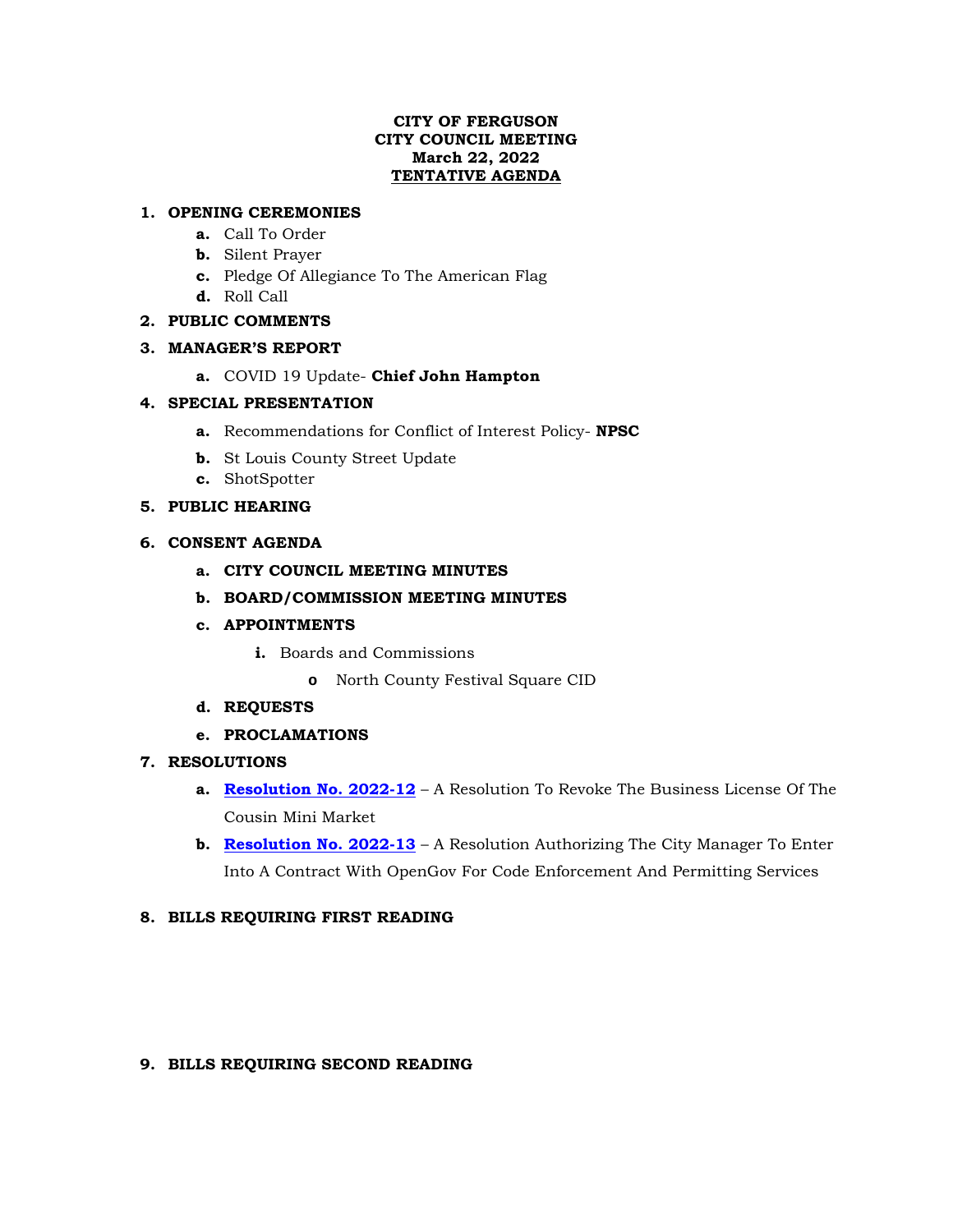**CITY OF FERGUSON**
**CITY COUNCIL MEETING**
**March 22, 2022**
**TENTATIVE AGENDA**

1. **OPENING CEREMONIES**
   - **a.** Call To Order
   - **b.** Silent Prayer
   - **c.** Pledge Of Allegiance To The American Flag
   - **d.** Roll Call
2. **PUBLIC COMMENTS**
3. **MANAGER'S REPORT**
   - **a.** COVID 19 Update- **Chief John Hampton**
4. **SPECIAL PRESENTATION**
   - **a.** Recommendations for Conflict of Interest Policy- **NPSC**
   - **b.** St Louis County Street Update
   - **c.** ShotSpotter
5. **PUBLIC HEARING**
6. **CONSENT AGENDA**
   - **a. CITY COUNCIL MEETING MINUTES**
   - **b. BOARD/COMMISSION MEETING MINUTES**
   - **c. APPOINTMENTS**
     - **i.** Boards and Commissions
       - North County Festival Square CID
   - **d. REQUESTS**
   - **e. PROCLAMATIONS**
7. **RESOLUTIONS**
   - **a.** **Resolution No. 2022-12** – A Resolution To Revoke The Business License Of The Cousin Mini Market
   - **b.** **Resolution No. 2022-13** – A Resolution Authorizing The City Manager To Enter Into A Contract With OpenGov For Code Enforcement And Permitting Services
8. **BILLS REQUIRING FIRST READING**
9. **BILLS REQUIRING SECOND READING**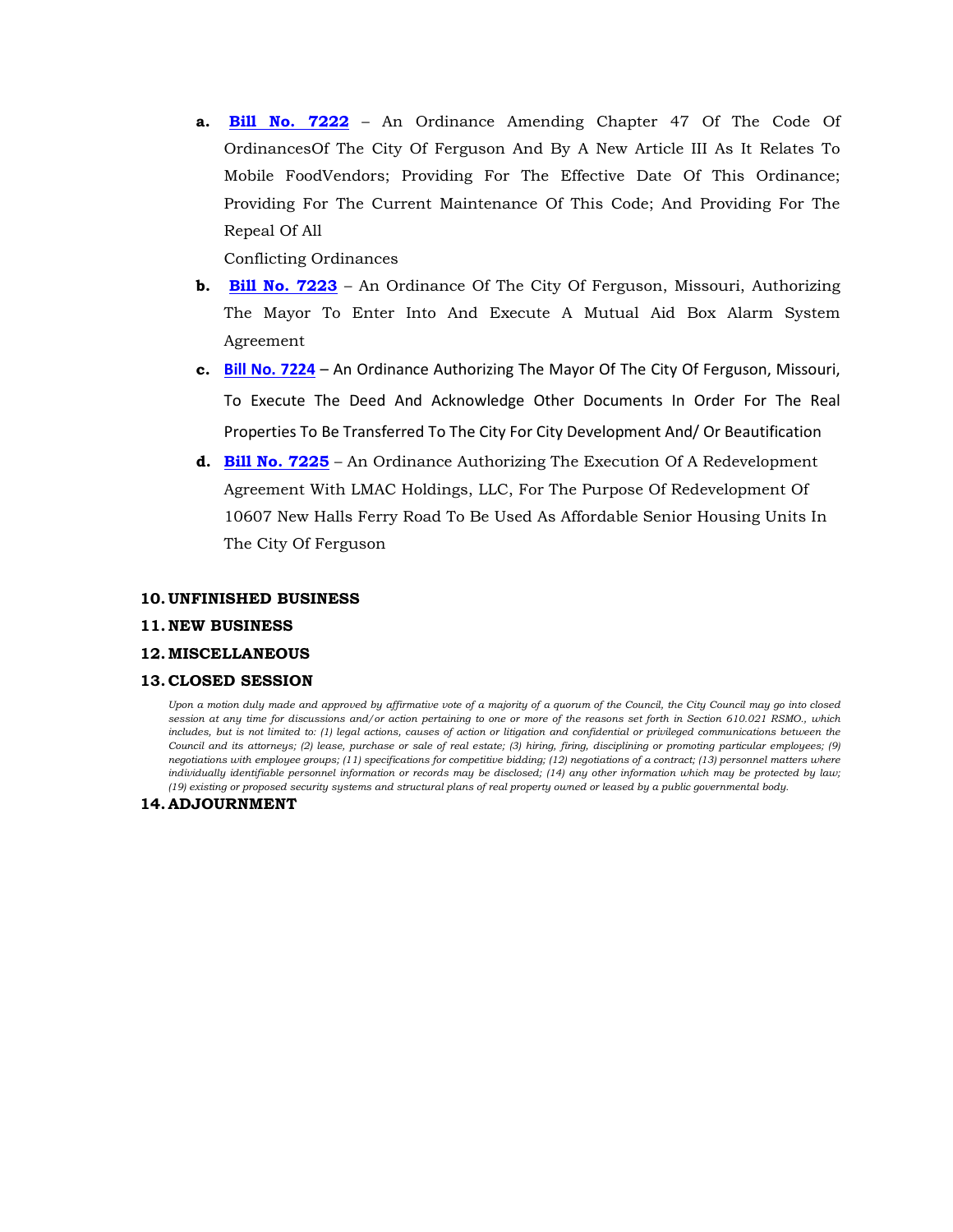- **a.** **Bill No. 7222** – An Ordinance Amending Chapter 47 Of The Code Of OrdinancesOf The City Of Ferguson And By A New Article III As It Relates To Mobile FoodVendors; Providing For The Effective Date Of This Ordinance; Providing For The Current Maintenance Of This Code; And Providing For The Repeal Of All Conflicting Ordinances
- **b.** **Bill No. 7223** – An Ordinance Of The City Of Ferguson, Missouri, Authorizing The Mayor To Enter Into And Execute A Mutual Aid Box Alarm System Agreement
- **c.** **Bill No. 7224** – An Ordinance Authorizing The Mayor Of The City Of Ferguson, Missouri, To Execute The Deed And Acknowledge Other Documents In Order For The Real Properties To Be Transferred To The City For City Development And/ Or Beautification
- **d.** **Bill No. 7225** – An Ordinance Authorizing The Execution Of A Redevelopment Agreement With LMAC Holdings, LLC, For The Purpose Of Redevelopment Of 10607 New Halls Ferry Road To Be Used As Affordable Senior Housing Units In The City Of Ferguson

**10. UNFINISHED BUSINESS**

**11. NEW BUSINESS**

**12. MISCELLANEOUS**

**13. CLOSED SESSION**

*Upon a motion duly made and approved by affirmative vote of a majority of a quorum of the Council, the City Council may go into closed session at any time for discussions and/or action pertaining to one or more of the reasons set forth in Section 610.021 RSMO., which includes, but is not limited to: (1) legal actions, causes of action or litigation and confidential or privileged communications between the Council and its attorneys; (2) lease, purchase or sale of real estate; (3) hiring, firing, disciplining or promoting particular employees; (9) negotiations with employee groups; (11) specifications for competitive bidding; (12) negotiations of a contract; (13) personnel matters where individually identifiable personnel information or records may be disclosed; (14) any other information which may be protected by law; (19) existing or proposed security systems and structural plans of real property owned or leased by a public governmental body.*

**14. ADJOURNMENT**